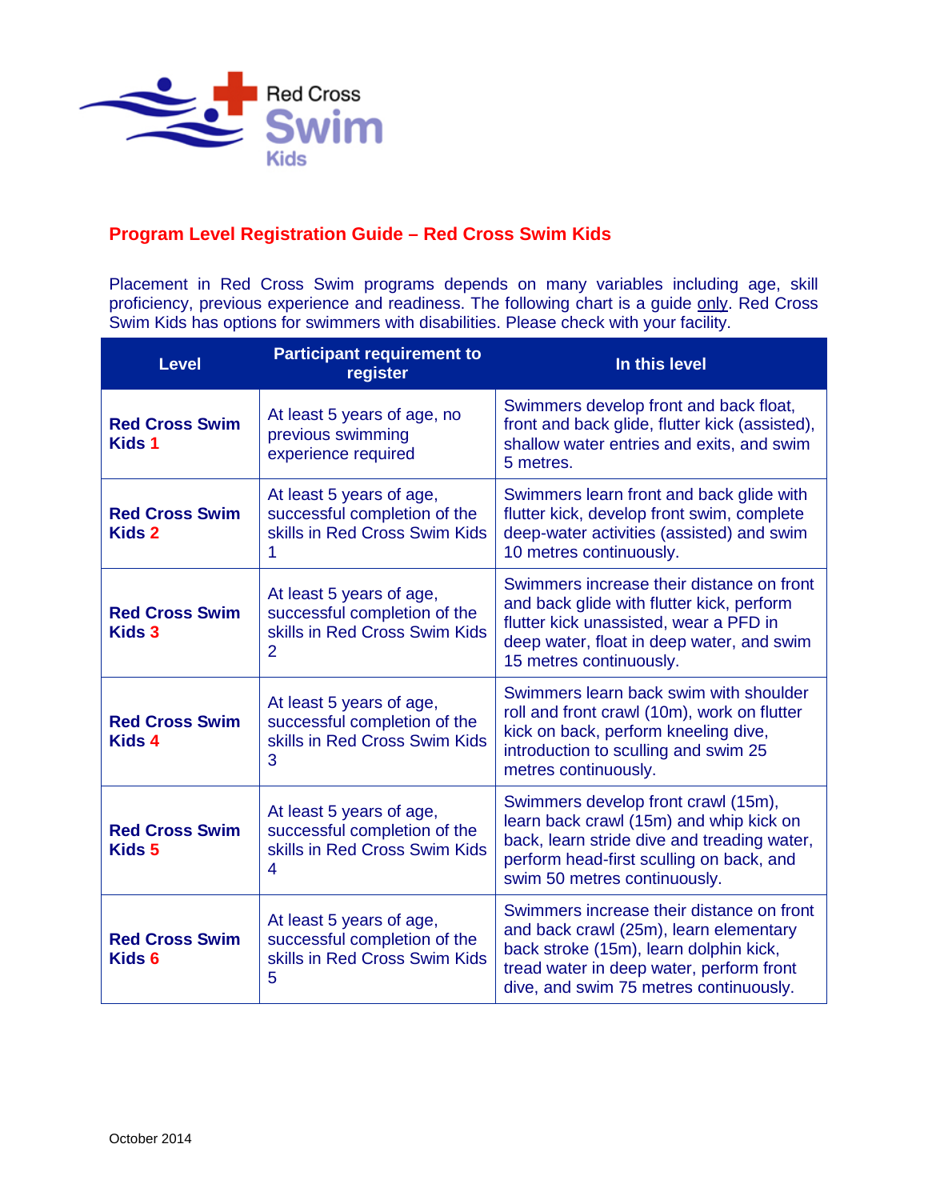Red Cross
Swim
Kids

## Program Level Registration Guide – Red Cross Swim Kids

Placement in Red Cross Swim programs depends on many variables including age, skill proficiency, previous experience and readiness. The following chart is a guide only. Red Cross Swim Kids has options for swimmers with disabilities. Please check with your facility.

| Level | Participant requirement to register | In this level |
|---|---|---|
| **Red Cross Swim Kids 1** | At least 5 years of age, no previous swimming experience required | Swimmers develop front and back float, front and back glide, flutter kick (assisted), shallow water entries and exits, and swim 5 metres. |
| **Red Cross Swim Kids 2** | At least 5 years of age, successful completion of the skills in Red Cross Swim Kids 1 | Swimmers learn front and back glide with flutter kick, develop front swim, complete deep-water activities (assisted) and swim 10 metres continuously. |
| **Red Cross Swim Kids 3** | At least 5 years of age, successful completion of the skills in Red Cross Swim Kids 2 | Swimmers increase their distance on front and back glide with flutter kick, perform flutter kick unassisted, wear a PFD in deep water, float in deep water, and swim 15 metres continuously. |
| **Red Cross Swim Kids 4** | At least 5 years of age, successful completion of the skills in Red Cross Swim Kids 3 | Swimmers learn back swim with shoulder roll and front crawl (10m), work on flutter kick on back, perform kneeling dive, introduction to sculling and swim 25 metres continuously. |
| **Red Cross Swim Kids 5** | At least 5 years of age, successful completion of the skills in Red Cross Swim Kids 4 | Swimmers develop front crawl (15m), learn back crawl (15m) and whip kick on back, learn stride dive and treading water, perform head-first sculling on back, and swim 50 metres continuously. |
| **Red Cross Swim Kids 6** | At least 5 years of age, successful completion of the skills in Red Cross Swim Kids 5 | Swimmers increase their distance on front and back crawl (25m), learn elementary back stroke (15m), learn dolphin kick, tread water in deep water, perform front dive, and swim 75 metres continuously. |

October 2014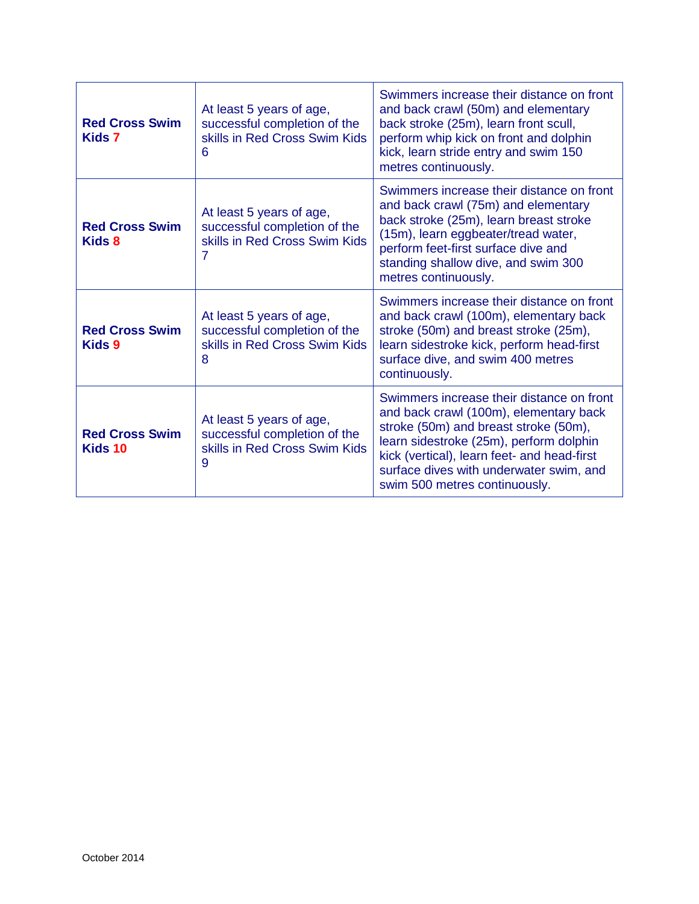| | | |
|---|---|---|
| **Red Cross Swim Kids 7** | At least 5 years of age, successful completion of the skills in Red Cross Swim Kids 6 | Swimmers increase their distance on front and back crawl (50m) and elementary back stroke (25m), learn front scull, perform whip kick on front and dolphin kick, learn stride entry and swim 150 metres continuously. |
| **Red Cross Swim Kids 8** | At least 5 years of age, successful completion of the skills in Red Cross Swim Kids 7 | Swimmers increase their distance on front and back crawl (75m) and elementary back stroke (25m), learn breast stroke (15m), learn eggbeater/tread water, perform feet-first surface dive and standing shallow dive, and swim 300 metres continuously. |
| **Red Cross Swim Kids 9** | At least 5 years of age, successful completion of the skills in Red Cross Swim Kids 8 | Swimmers increase their distance on front and back crawl (100m), elementary back stroke (50m) and breast stroke (25m), learn sidestroke kick, perform head-first surface dive, and swim 400 metres continuously. |
| **Red Cross Swim Kids 10** | At least 5 years of age, successful completion of the skills in Red Cross Swim Kids 9 | Swimmers increase their distance on front and back crawl (100m), elementary back stroke (50m) and breast stroke (50m), learn sidestroke (25m), perform dolphin kick (vertical), learn feet- and head-first surface dives with underwater swim, and swim 500 metres continuously. |

October 2014